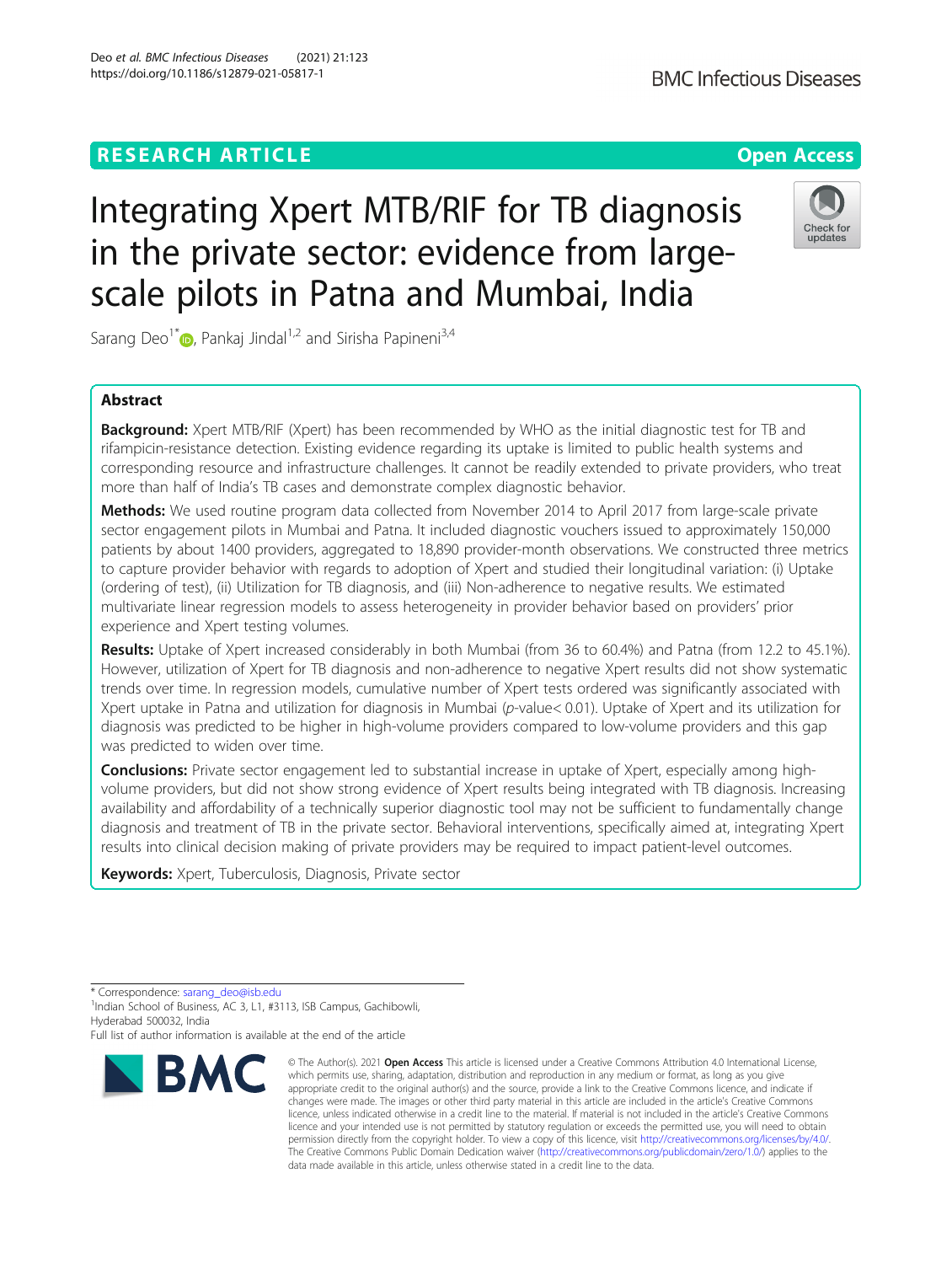RESEARCH ARTICLE

Open Access

# Integrating Xpert MTB/RIF for TB diagnosis in the private sector: evidence from large-scale pilots in Patna and Mumbai, India

Sarang Deo[1*], Pankaj Jindal[1,2] and Sirisha Papineni[3,4]

## Abstract

**Background:** Xpert MTB/RIF (Xpert) has been recommended by WHO as the initial diagnostic test for TB and rifampicin-resistance detection. Existing evidence regarding its uptake is limited to public health systems and corresponding resource and infrastructure challenges. It cannot be readily extended to private providers, who treat more than half of India's TB cases and demonstrate complex diagnostic behavior.

**Methods:** We used routine program data collected from November 2014 to April 2017 from large-scale private sector engagement pilots in Mumbai and Patna. It included diagnostic vouchers issued to approximately 150,000 patients by about 1400 providers, aggregated to 18,890 provider-month observations. We constructed three metrics to capture provider behavior with regards to adoption of Xpert and studied their longitudinal variation: (i) Uptake (ordering of test), (ii) Utilization for TB diagnosis, and (iii) Non-adherence to negative results. We estimated multivariate linear regression models to assess heterogeneity in provider behavior based on providers' prior experience and Xpert testing volumes.

**Results:** Uptake of Xpert increased considerably in both Mumbai (from 36 to 60.4%) and Patna (from 12.2 to 45.1%). However, utilization of Xpert for TB diagnosis and non-adherence to negative Xpert results did not show systematic trends over time. In regression models, cumulative number of Xpert tests ordered was significantly associated with Xpert uptake in Patna and utilization for diagnosis in Mumbai ($p$-value< 0.01). Uptake of Xpert and its utilization for diagnosis was predicted to be higher in high-volume providers compared to low-volume providers and this gap was predicted to widen over time.

**Conclusions:** Private sector engagement led to substantial increase in uptake of Xpert, especially among high-volume providers, but did not show strong evidence of Xpert results being integrated with TB diagnosis. Increasing availability and affordability of a technically superior diagnostic tool may not be sufficient to fundamentally change diagnosis and treatment of TB in the private sector. Behavioral interventions, specifically aimed at, integrating Xpert results into clinical decision making of private providers may be required to impact patient-level outcomes.

**Keywords:** Xpert, Tuberculosis, Diagnosis, Private sector

\* Correspondence: sarang_deo@isb.edu
[1]Indian School of Business, AC 3, L1, #3113, ISB Campus, Gachibowli, Hyderabad 500032, India
Full list of author information is available at the end of the article

© The Author(s). 2021 **Open Access** This article is licensed under a Creative Commons Attribution 4.0 International License, which permits use, sharing, adaptation, distribution and reproduction in any medium or format, as long as you give appropriate credit to the original author(s) and the source, provide a link to the Creative Commons licence, and indicate if changes were made. The images or other third party material in this article are included in the article's Creative Commons licence, unless indicated otherwise in a credit line to the material. If material is not included in the article's Creative Commons licence and your intended use is not permitted by statutory regulation or exceeds the permitted use, you will need to obtain permission directly from the copyright holder. To view a copy of this licence, visit http://creativecommons.org/licenses/by/4.0/. The Creative Commons Public Domain Dedication waiver (http://creativecommons.org/publicdomain/zero/1.0/) applies to the data made available in this article, unless otherwise stated in a credit line to the data.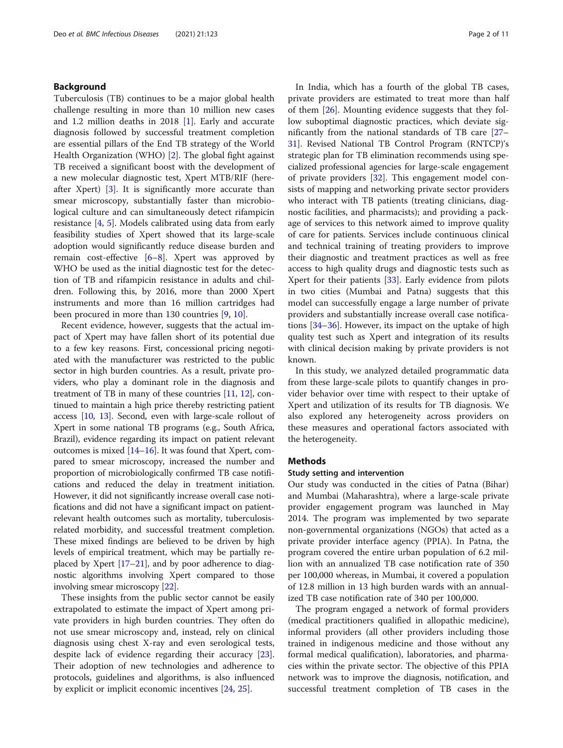## Background

Tuberculosis (TB) continues to be a major global health challenge resulting in more than 10 million new cases and 1.2 million deaths in 2018 [1]. Early and accurate diagnosis followed by successful treatment completion are essential pillars of the End TB strategy of the World Health Organization (WHO) [2]. The global fight against TB received a significant boost with the development of a new molecular diagnostic test, Xpert MTB/RIF (hereafter Xpert) [3]. It is significantly more accurate than smear microscopy, substantially faster than microbiological culture and can simultaneously detect rifampicin resistance [4, 5]. Models calibrated using data from early feasibility studies of Xpert showed that its large-scale adoption would significantly reduce disease burden and remain cost-effective [6–8]. Xpert was approved by WHO be used as the initial diagnostic test for the detection of TB and rifampicin resistance in adults and children. Following this, by 2016, more than 2000 Xpert instruments and more than 16 million cartridges had been procured in more than 130 countries [9, 10].

Recent evidence, however, suggests that the actual impact of Xpert may have fallen short of its potential due to a few key reasons. First, concessional pricing negotiated with the manufacturer was restricted to the public sector in high burden countries. As a result, private providers, who play a dominant role in the diagnosis and treatment of TB in many of these countries [11, 12], continued to maintain a high price thereby restricting patient access [10, 13]. Second, even with large-scale rollout of Xpert in some national TB programs (e.g., South Africa, Brazil), evidence regarding its impact on patient relevant outcomes is mixed [14–16]. It was found that Xpert, compared to smear microscopy, increased the number and proportion of microbiologically confirmed TB case notifications and reduced the delay in treatment initiation. However, it did not significantly increase overall case notifications and did not have a significant impact on patient-relevant health outcomes such as mortality, tuberculosis-related morbidity, and successful treatment completion. These mixed findings are believed to be driven by high levels of empirical treatment, which may be partially replaced by Xpert [17–21], and by poor adherence to diagnostic algorithms involving Xpert compared to those involving smear microscopy [22].

These insights from the public sector cannot be easily extrapolated to estimate the impact of Xpert among private providers in high burden countries. They often do not use smear microscopy and, instead, rely on clinical diagnosis using chest X-ray and even serological tests, despite lack of evidence regarding their accuracy [23]. Their adoption of new technologies and adherence to protocols, guidelines and algorithms, is also influenced by explicit or implicit economic incentives [24, 25].

In India, which has a fourth of the global TB cases, private providers are estimated to treat more than half of them [26]. Mounting evidence suggests that they follow suboptimal diagnostic practices, which deviate significantly from the national standards of TB care [27–31]. Revised National TB Control Program (RNTCP)'s strategic plan for TB elimination recommends using specialized professional agencies for large-scale engagement of private providers [32]. This engagement model consists of mapping and networking private sector providers who interact with TB patients (treating clinicians, diagnostic facilities, and pharmacists); and providing a package of services to this network aimed to improve quality of care for patients. Services include continuous clinical and technical training of treating providers to improve their diagnostic and treatment practices as well as free access to high quality drugs and diagnostic tests such as Xpert for their patients [33]. Early evidence from pilots in two cities (Mumbai and Patna) suggests that this model can successfully engage a large number of private providers and substantially increase overall case notifications [34–36]. However, its impact on the uptake of high quality test such as Xpert and integration of its results with clinical decision making by private providers is not known.

In this study, we analyzed detailed programmatic data from these large-scale pilots to quantify changes in provider behavior over time with respect to their uptake of Xpert and utilization of its results for TB diagnosis. We also explored any heterogeneity across providers on these measures and operational factors associated with the heterogeneity.

## Methods

### Study setting and intervention

Our study was conducted in the cities of Patna (Bihar) and Mumbai (Maharashtra), where a large-scale private provider engagement program was launched in May 2014. The program was implemented by two separate non-governmental organizations (NGOs) that acted as a private provider interface agency (PPIA). In Patna, the program covered the entire urban population of 6.2 million with an annualized TB case notification rate of 350 per 100,000 whereas, in Mumbai, it covered a population of 12.8 million in 13 high burden wards with an annualized TB case notification rate of 340 per 100,000.

The program engaged a network of formal providers (medical practitioners qualified in allopathic medicine), informal providers (all other providers including those trained in indigenous medicine and those without any formal medical qualification), laboratories, and pharmacies within the private sector. The objective of this PPIA network was to improve the diagnosis, notification, and successful treatment completion of TB cases in the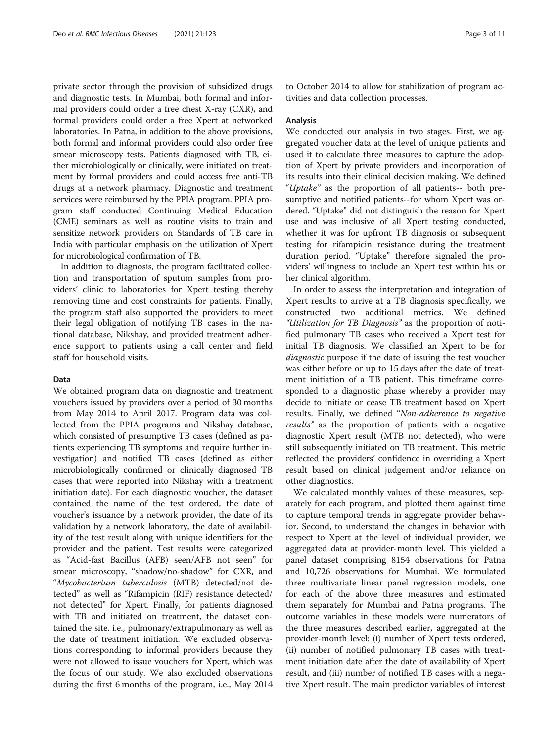private sector through the provision of subsidized drugs and diagnostic tests. In Mumbai, both formal and informal providers could order a free chest X-ray (CXR), and formal providers could order a free Xpert at networked laboratories. In Patna, in addition to the above provisions, both formal and informal providers could also order free smear microscopy tests. Patients diagnosed with TB, either microbiologically or clinically, were initiated on treatment by formal providers and could access free anti-TB drugs at a network pharmacy. Diagnostic and treatment services were reimbursed by the PPIA program. PPIA program staff conducted Continuing Medical Education (CME) seminars as well as routine visits to train and sensitize network providers on Standards of TB care in India with particular emphasis on the utilization of Xpert for microbiological confirmation of TB.

In addition to diagnosis, the program facilitated collection and transportation of sputum samples from providers' clinic to laboratories for Xpert testing thereby removing time and cost constraints for patients. Finally, the program staff also supported the providers to meet their legal obligation of notifying TB cases in the national database, Nikshay, and provided treatment adherence support to patients using a call center and field staff for household visits.

### Data

We obtained program data on diagnostic and treatment vouchers issued by providers over a period of 30 months from May 2014 to April 2017. Program data was collected from the PPIA programs and Nikshay database, which consisted of presumptive TB cases (defined as patients experiencing TB symptoms and require further investigation) and notified TB cases (defined as either microbiologically confirmed or clinically diagnosed TB cases that were reported into Nikshay with a treatment initiation date). For each diagnostic voucher, the dataset contained the name of the test ordered, the date of voucher's issuance by a network provider, the date of its validation by a network laboratory, the date of availability of the test result along with unique identifiers for the provider and the patient. Test results were categorized as "Acid-fast Bacillus (AFB) seen/AFB not seen" for smear microscopy, "shadow/no-shadow" for CXR, and "*Mycobacterium tuberculosis* (MTB) detected/not detected" as well as "Rifampicin (RIF) resistance detected/not detected" for Xpert. Finally, for patients diagnosed with TB and initiated on treatment, the dataset contained the site. i.e., pulmonary/extrapulmonary as well as the date of treatment initiation. We excluded observations corresponding to informal providers because they were not allowed to issue vouchers for Xpert, which was the focus of our study. We also excluded observations during the first 6 months of the program, i.e., May 2014 to October 2014 to allow for stabilization of program activities and data collection processes.

### Analysis

We conducted our analysis in two stages. First, we aggregated voucher data at the level of unique patients and used it to calculate three measures to capture the adoption of Xpert by private providers and incorporation of its results into their clinical decision making. We defined "*Uptake*" as the proportion of all patients-- both presumptive and notified patients--for whom Xpert was ordered. "Uptake" did not distinguish the reason for Xpert use and was inclusive of all Xpert testing conducted, whether it was for upfront TB diagnosis or subsequent testing for rifampicin resistance during the treatment duration period. "Uptake" therefore signaled the providers' willingness to include an Xpert test within his or her clinical algorithm.

In order to assess the interpretation and integration of Xpert results to arrive at a TB diagnosis specifically, we constructed two additional metrics. We defined *"Utilization for TB Diagnosis"* as the proportion of notified pulmonary TB cases who received a Xpert test for initial TB diagnosis. We classified an Xpert to be for *diagnostic* purpose if the date of issuing the test voucher was either before or up to 15 days after the date of treatment initiation of a TB patient. This timeframe corresponded to a diagnostic phase whereby a provider may decide to initiate or cease TB treatment based on Xpert results. Finally, we defined "*Non-adherence to negative results*" as the proportion of patients with a negative diagnostic Xpert result (MTB not detected), who were still subsequently initiated on TB treatment. This metric reflected the providers' confidence in overriding a Xpert result based on clinical judgement and/or reliance on other diagnostics.

We calculated monthly values of these measures, separately for each program, and plotted them against time to capture temporal trends in aggregate provider behavior. Second, to understand the changes in behavior with respect to Xpert at the level of individual provider, we aggregated data at provider-month level. This yielded a panel dataset comprising 8154 observations for Patna and 10,726 observations for Mumbai. We formulated three multivariate linear panel regression models, one for each of the above three measures and estimated them separately for Mumbai and Patna programs. The outcome variables in these models were numerators of the three measures described earlier, aggregated at the provider-month level: (i) number of Xpert tests ordered, (ii) number of notified pulmonary TB cases with treatment initiation date after the date of availability of Xpert result, and (iii) number of notified TB cases with a negative Xpert result. The main predictor variables of interest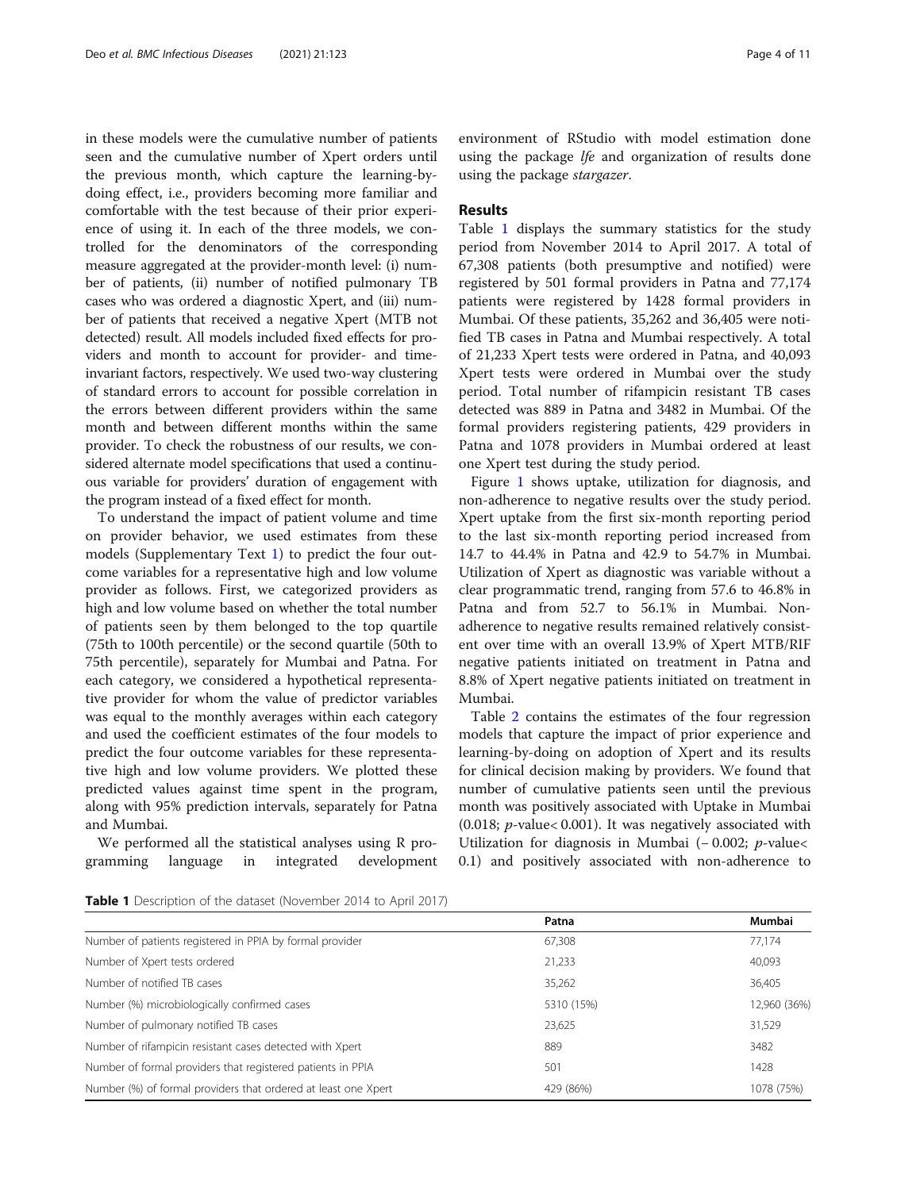in these models were the cumulative number of patients seen and the cumulative number of Xpert orders until the previous month, which capture the learning-by-doing effect, i.e., providers becoming more familiar and comfortable with the test because of their prior experience of using it. In each of the three models, we controlled for the denominators of the corresponding measure aggregated at the provider-month level: (i) number of patients, (ii) number of notified pulmonary TB cases who was ordered a diagnostic Xpert, and (iii) number of patients that received a negative Xpert (MTB not detected) result. All models included fixed effects for providers and month to account for provider- and time-invariant factors, respectively. We used two-way clustering of standard errors to account for possible correlation in the errors between different providers within the same month and between different months within the same provider. To check the robustness of our results, we considered alternate model specifications that used a continuous variable for providers' duration of engagement with the program instead of a fixed effect for month.

To understand the impact of patient volume and time on provider behavior, we used estimates from these models (Supplementary Text 1) to predict the four outcome variables for a representative high and low volume provider as follows. First, we categorized providers as high and low volume based on whether the total number of patients seen by them belonged to the top quartile (75th to 100th percentile) or the second quartile (50th to 75th percentile), separately for Mumbai and Patna. For each category, we considered a hypothetical representative provider for whom the value of predictor variables was equal to the monthly averages within each category and used the coefficient estimates of the four models to predict the four outcome variables for these representative high and low volume providers. We plotted these predicted values against time spent in the program, along with 95% prediction intervals, separately for Patna and Mumbai.

We performed all the statistical analyses using R programming language in integrated development environment of RStudio with model estimation done using the package *lfe* and organization of results done using the package *stargazer*.

## Results

Table 1 displays the summary statistics for the study period from November 2014 to April 2017. A total of 67,308 patients (both presumptive and notified) were registered by 501 formal providers in Patna and 77,174 patients were registered by 1428 formal providers in Mumbai. Of these patients, 35,262 and 36,405 were notified TB cases in Patna and Mumbai respectively. A total of 21,233 Xpert tests were ordered in Patna, and 40,093 Xpert tests were ordered in Mumbai over the study period. Total number of rifampicin resistant TB cases detected was 889 in Patna and 3482 in Mumbai. Of the formal providers registering patients, 429 providers in Patna and 1078 providers in Mumbai ordered at least one Xpert test during the study period.

Figure 1 shows uptake, utilization for diagnosis, and non-adherence to negative results over the study period. Xpert uptake from the first six-month reporting period to the last six-month reporting period increased from 14.7 to 44.4% in Patna and 42.9 to 54.7% in Mumbai. Utilization of Xpert as diagnostic was variable without a clear programmatic trend, ranging from 57.6 to 46.8% in Patna and from 52.7 to 56.1% in Mumbai. Non-adherence to negative results remained relatively consistent over time with an overall 13.9% of Xpert MTB/RIF negative patients initiated on treatment in Patna and 8.8% of Xpert negative patients initiated on treatment in Mumbai.

Table 2 contains the estimates of the four regression models that capture the impact of prior experience and learning-by-doing on adoption of Xpert and its results for clinical decision making by providers. We found that number of cumulative patients seen until the previous month was positively associated with Uptake in Mumbai (0.018; $p$-value$<$ 0.001). It was negatively associated with Utilization for diagnosis in Mumbai (− 0.002; $p$-value$<$ 0.1) and positively associated with non-adherence to

**Table 1** Description of the dataset (November 2014 to April 2017)

| | Patna | Mumbai |
|---|---|---|
| Number of patients registered in PPIA by formal provider | 67,308 | 77,174 |
| Number of Xpert tests ordered | 21,233 | 40,093 |
| Number of notified TB cases | 35,262 | 36,405 |
| Number (%) microbiologically confirmed cases | 5310 (15%) | 12,960 (36%) |
| Number of pulmonary notified TB cases | 23,625 | 31,529 |
| Number of rifampicin resistant cases detected with Xpert | 889 | 3482 |
| Number of formal providers that registered patients in PPIA | 501 | 1428 |
| Number (%) of formal providers that ordered at least one Xpert | 429 (86%) | 1078 (75%) |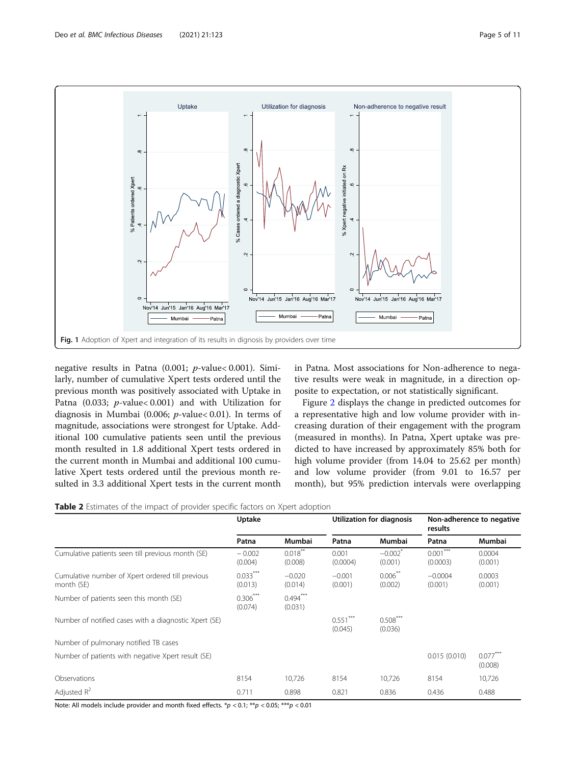Fig. 1 Adoption of Xpert and integration of its results in dignosis by providers over time

negative results in Patna (0.001; $p$-value< 0.001). Similarly, number of cumulative Xpert tests ordered until the previous month was positively associated with Uptake in Patna (0.033; $p$-value< 0.001) and with Utilization for diagnosis in Mumbai (0.006; $p$-value< 0.01). In terms of magnitude, associations were strongest for Uptake. Additional 100 cumulative patients seen until the previous month resulted in 1.8 additional Xpert tests ordered in the current month in Mumbai and additional 100 cumulative Xpert tests ordered until the previous month resulted in 3.3 additional Xpert tests in the current month in Patna. Most associations for Non-adherence to negative results were weak in magnitude, in a direction opposite to expectation, or not statistically significant.

Figure 2 displays the change in predicted outcomes for a representative high and low volume provider with increasing duration of their engagement with the program (measured in months). In Patna, Xpert uptake was predicted to have increased by approximately 85% both for high volume provider (from 14.04 to 25.62 per month) and low volume provider (from 9.01 to 16.57 per month), but 95% prediction intervals were overlapping

**Table 2** Estimates of the impact of provider specific factors on Xpert adoption

| | Uptake | | Utilization for diagnosis | | Non-adherence to negative results | |
|---|---|---|---|---|---|---|
| | Patna | Mumbai | Patna | Mumbai | Patna | Mumbai |
| Cumulative patients seen till previous month (SE) | − 0.002 (0.004) | 0.018** (0.008) | 0.001 (0.0004) | −0.002* (0.001) | 0.001*** (0.0003) | 0.0004 (0.001) |
| Cumulative number of Xpert ordered till previous month (SE) | 0.033*** (0.013) | −0.020 (0.014) | −0.001 (0.001) | 0.006** (0.002) | −0.0004 (0.001) | 0.0003 (0.001) |
| Number of patients seen this month (SE) | 0.306*** (0.074) | 0.494*** (0.031) | | | | |
| Number of notified cases with a diagnostic Xpert (SE) | | | 0.551*** (0.045) | 0.508*** (0.036) | | |
| Number of pulmonary notified TB cases | | | | | | |
| Number of patients with negative Xpert result (SE) | | | | | 0.015 (0.010) | 0.077*** (0.008) |
| Observations | 8154 | 10,726 | 8154 | 10,726 | 8154 | 10,726 |
| Adjusted $R^2$ | 0.711 | 0.898 | 0.821 | 0.836 | 0.436 | 0.488 |

Note: All models include provider and month fixed effects. *$p$ < 0.1; **$p$ < 0.05; ***$p$ < 0.01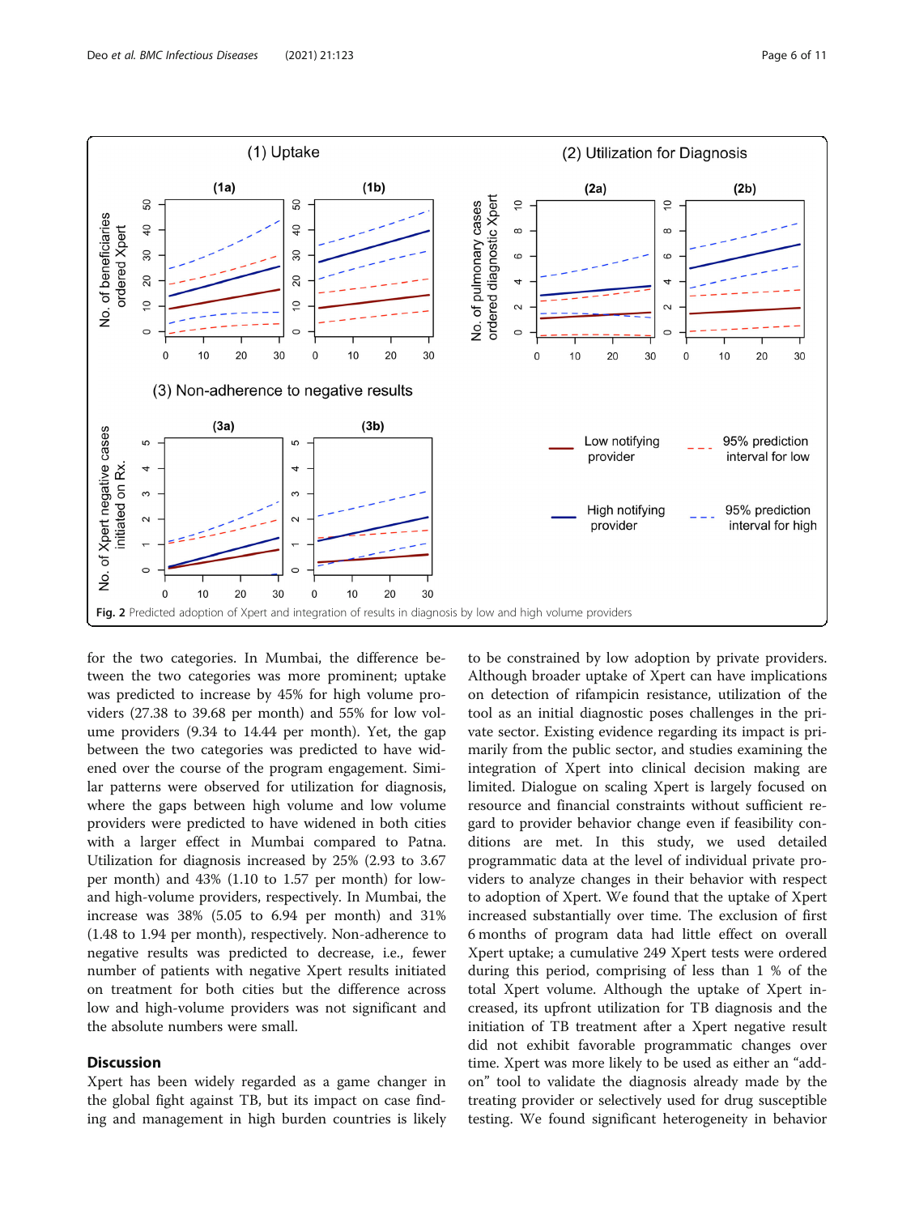**Fig. 2** Predicted adoption of Xpert and integration of results in diagnosis by low and high volume providers

for the two categories. In Mumbai, the difference between the two categories was more prominent; uptake was predicted to increase by 45% for high volume providers (27.38 to 39.68 per month) and 55% for low volume providers (9.34 to 14.44 per month). Yet, the gap between the two categories was predicted to have widened over the course of the program engagement. Similar patterns were observed for utilization for diagnosis, where the gaps between high volume and low volume providers were predicted to have widened in both cities with a larger effect in Mumbai compared to Patna. Utilization for diagnosis increased by 25% (2.93 to 3.67 per month) and 43% (1.10 to 1.57 per month) for low- and high-volume providers, respectively. In Mumbai, the increase was 38% (5.05 to 6.94 per month) and 31% (1.48 to 1.94 per month), respectively. Non-adherence to negative results was predicted to decrease, i.e., fewer number of patients with negative Xpert results initiated on treatment for both cities but the difference across low and high-volume providers was not significant and the absolute numbers were small.

## Discussion

Xpert has been widely regarded as a game changer in the global fight against TB, but its impact on case finding and management in high burden countries is likely to be constrained by low adoption by private providers. Although broader uptake of Xpert can have implications on detection of rifampicin resistance, utilization of the tool as an initial diagnostic poses challenges in the private sector. Existing evidence regarding its impact is primarily from the public sector, and studies examining the integration of Xpert into clinical decision making are limited. Dialogue on scaling Xpert is largely focused on resource and financial constraints without sufficient regard to provider behavior change even if feasibility conditions are met. In this study, we used detailed programmatic data at the level of individual private providers to analyze changes in their behavior with respect to adoption of Xpert. We found that the uptake of Xpert increased substantially over time. The exclusion of first 6 months of program data had little effect on overall Xpert uptake; a cumulative 249 Xpert tests were ordered during this period, comprising of less than 1 % of the total Xpert volume. Although the uptake of Xpert increased, its upfront utilization for TB diagnosis and the initiation of TB treatment after a Xpert negative result did not exhibit favorable programmatic changes over time. Xpert was more likely to be used as either an "add-on" tool to validate the diagnosis already made by the treating provider or selectively used for drug susceptible testing. We found significant heterogeneity in behavior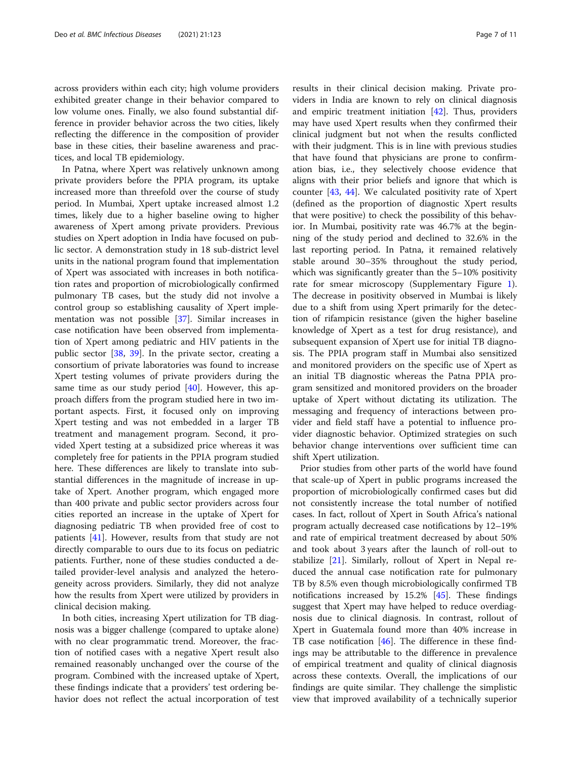across providers within each city; high volume providers exhibited greater change in their behavior compared to low volume ones. Finally, we also found substantial difference in provider behavior across the two cities, likely reflecting the difference in the composition of provider base in these cities, their baseline awareness and practices, and local TB epidemiology.

In Patna, where Xpert was relatively unknown among private providers before the PPIA program, its uptake increased more than threefold over the course of study period. In Mumbai, Xpert uptake increased almost 1.2 times, likely due to a higher baseline owing to higher awareness of Xpert among private providers. Previous studies on Xpert adoption in India have focused on public sector. A demonstration study in 18 sub-district level units in the national program found that implementation of Xpert was associated with increases in both notification rates and proportion of microbiologically confirmed pulmonary TB cases, but the study did not involve a control group so establishing causality of Xpert implementation was not possible [37]. Similar increases in case notification have been observed from implementation of Xpert among pediatric and HIV patients in the public sector [38, 39]. In the private sector, creating a consortium of private laboratories was found to increase Xpert testing volumes of private providers during the same time as our study period [40]. However, this approach differs from the program studied here in two important aspects. First, it focused only on improving Xpert testing and was not embedded in a larger TB treatment and management program. Second, it provided Xpert testing at a subsidized price whereas it was completely free for patients in the PPIA program studied here. These differences are likely to translate into substantial differences in the magnitude of increase in uptake of Xpert. Another program, which engaged more than 400 private and public sector providers across four cities reported an increase in the uptake of Xpert for diagnosing pediatric TB when provided free of cost to patients [41]. However, results from that study are not directly comparable to ours due to its focus on pediatric patients. Further, none of these studies conducted a detailed provider-level analysis and analyzed the heterogeneity across providers. Similarly, they did not analyze how the results from Xpert were utilized by providers in clinical decision making.

In both cities, increasing Xpert utilization for TB diagnosis was a bigger challenge (compared to uptake alone) with no clear programmatic trend. Moreover, the fraction of notified cases with a negative Xpert result also remained reasonably unchanged over the course of the program. Combined with the increased uptake of Xpert, these findings indicate that a providers' test ordering behavior does not reflect the actual incorporation of test results in their clinical decision making. Private providers in India are known to rely on clinical diagnosis and empiric treatment initiation [42]. Thus, providers may have used Xpert results when they confirmed their clinical judgment but not when the results conflicted with their judgment. This is in line with previous studies that have found that physicians are prone to confirmation bias, i.e., they selectively choose evidence that aligns with their prior beliefs and ignore that which is counter [43, 44]. We calculated positivity rate of Xpert (defined as the proportion of diagnostic Xpert results that were positive) to check the possibility of this behavior. In Mumbai, positivity rate was 46.7% at the beginning of the study period and declined to 32.6% in the last reporting period. In Patna, it remained relatively stable around 30–35% throughout the study period, which was significantly greater than the 5–10% positivity rate for smear microscopy (Supplementary Figure 1). The decrease in positivity observed in Mumbai is likely due to a shift from using Xpert primarily for the detection of rifampicin resistance (given the higher baseline knowledge of Xpert as a test for drug resistance), and subsequent expansion of Xpert use for initial TB diagnosis. The PPIA program staff in Mumbai also sensitized and monitored providers on the specific use of Xpert as an initial TB diagnostic whereas the Patna PPIA program sensitized and monitored providers on the broader uptake of Xpert without dictating its utilization. The messaging and frequency of interactions between provider and field staff have a potential to influence provider diagnostic behavior. Optimized strategies on such behavior change interventions over sufficient time can shift Xpert utilization.

Prior studies from other parts of the world have found that scale-up of Xpert in public programs increased the proportion of microbiologically confirmed cases but did not consistently increase the total number of notified cases. In fact, rollout of Xpert in South Africa's national program actually decreased case notifications by 12–19% and rate of empirical treatment decreased by about 50% and took about 3 years after the launch of roll-out to stabilize [21]. Similarly, rollout of Xpert in Nepal reduced the annual case notification rate for pulmonary TB by 8.5% even though microbiologically confirmed TB notifications increased by 15.2% [45]. These findings suggest that Xpert may have helped to reduce overdiagnosis due to clinical diagnosis. In contrast, rollout of Xpert in Guatemala found more than 40% increase in TB case notification [46]. The difference in these findings may be attributable to the difference in prevalence of empirical treatment and quality of clinical diagnosis across these contexts. Overall, the implications of our findings are quite similar. They challenge the simplistic view that improved availability of a technically superior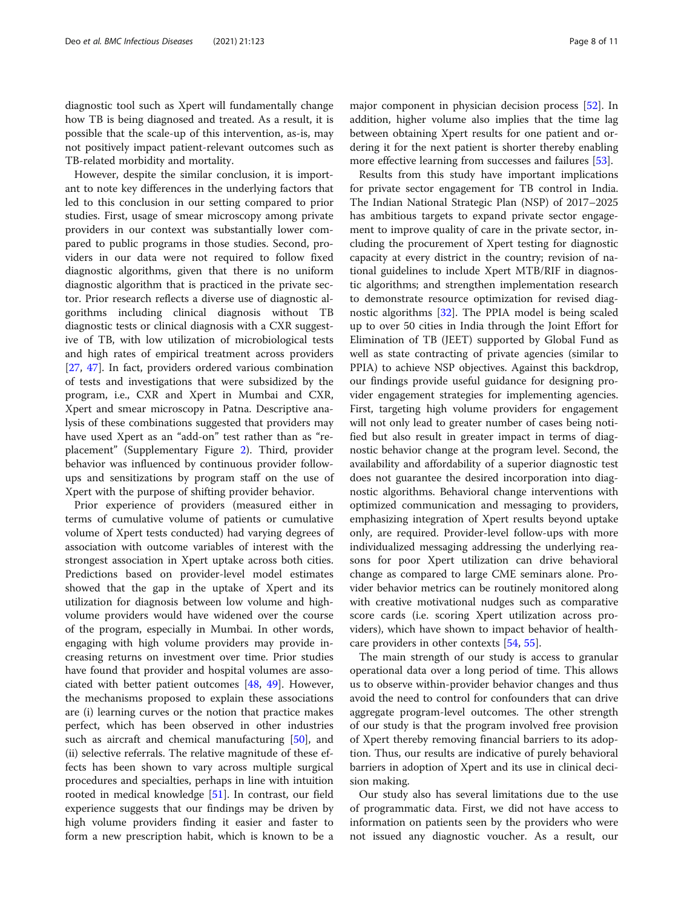diagnostic tool such as Xpert will fundamentally change how TB is being diagnosed and treated. As a result, it is possible that the scale-up of this intervention, as-is, may not positively impact patient-relevant outcomes such as TB-related morbidity and mortality.

However, despite the similar conclusion, it is important to note key differences in the underlying factors that led to this conclusion in our setting compared to prior studies. First, usage of smear microscopy among private providers in our context was substantially lower compared to public programs in those studies. Second, providers in our data were not required to follow fixed diagnostic algorithms, given that there is no uniform diagnostic algorithm that is practiced in the private sector. Prior research reflects a diverse use of diagnostic algorithms including clinical diagnosis without TB diagnostic tests or clinical diagnosis with a CXR suggestive of TB, with low utilization of microbiological tests and high rates of empirical treatment across providers [27, 47]. In fact, providers ordered various combination of tests and investigations that were subsidized by the program, i.e., CXR and Xpert in Mumbai and CXR, Xpert and smear microscopy in Patna. Descriptive analysis of these combinations suggested that providers may have used Xpert as an "add-on" test rather than as "replacement" (Supplementary Figure 2). Third, provider behavior was influenced by continuous provider follow-ups and sensitizations by program staff on the use of Xpert with the purpose of shifting provider behavior.

Prior experience of providers (measured either in terms of cumulative volume of patients or cumulative volume of Xpert tests conducted) had varying degrees of association with outcome variables of interest with the strongest association in Xpert uptake across both cities. Predictions based on provider-level model estimates showed that the gap in the uptake of Xpert and its utilization for diagnosis between low volume and high-volume providers would have widened over the course of the program, especially in Mumbai. In other words, engaging with high volume providers may provide increasing returns on investment over time. Prior studies have found that provider and hospital volumes are associated with better patient outcomes [48, 49]. However, the mechanisms proposed to explain these associations are (i) learning curves or the notion that practice makes perfect, which has been observed in other industries such as aircraft and chemical manufacturing [50], and (ii) selective referrals. The relative magnitude of these effects has been shown to vary across multiple surgical procedures and specialties, perhaps in line with intuition rooted in medical knowledge [51]. In contrast, our field experience suggests that our findings may be driven by high volume providers finding it easier and faster to form a new prescription habit, which is known to be a major component in physician decision process [52]. In addition, higher volume also implies that the time lag between obtaining Xpert results for one patient and ordering it for the next patient is shorter thereby enabling more effective learning from successes and failures [53].

Results from this study have important implications for private sector engagement for TB control in India. The Indian National Strategic Plan (NSP) of 2017–2025 has ambitious targets to expand private sector engagement to improve quality of care in the private sector, including the procurement of Xpert testing for diagnostic capacity at every district in the country; revision of national guidelines to include Xpert MTB/RIF in diagnostic algorithms; and strengthen implementation research to demonstrate resource optimization for revised diagnostic algorithms [32]. The PPIA model is being scaled up to over 50 cities in India through the Joint Effort for Elimination of TB (JEET) supported by Global Fund as well as state contracting of private agencies (similar to PPIA) to achieve NSP objectives. Against this backdrop, our findings provide useful guidance for designing provider engagement strategies for implementing agencies. First, targeting high volume providers for engagement will not only lead to greater number of cases being notified but also result in greater impact in terms of diagnostic behavior change at the program level. Second, the availability and affordability of a superior diagnostic test does not guarantee the desired incorporation into diagnostic algorithms. Behavioral change interventions with optimized communication and messaging to providers, emphasizing integration of Xpert results beyond uptake only, are required. Provider-level follow-ups with more individualized messaging addressing the underlying reasons for poor Xpert utilization can drive behavioral change as compared to large CME seminars alone. Provider behavior metrics can be routinely monitored along with creative motivational nudges such as comparative score cards (i.e. scoring Xpert utilization across providers), which have shown to impact behavior of healthcare providers in other contexts [54, 55].

The main strength of our study is access to granular operational data over a long period of time. This allows us to observe within-provider behavior changes and thus avoid the need to control for confounders that can drive aggregate program-level outcomes. The other strength of our study is that the program involved free provision of Xpert thereby removing financial barriers to its adoption. Thus, our results are indicative of purely behavioral barriers in adoption of Xpert and its use in clinical decision making.

Our study also has several limitations due to the use of programmatic data. First, we did not have access to information on patients seen by the providers who were not issued any diagnostic voucher. As a result, our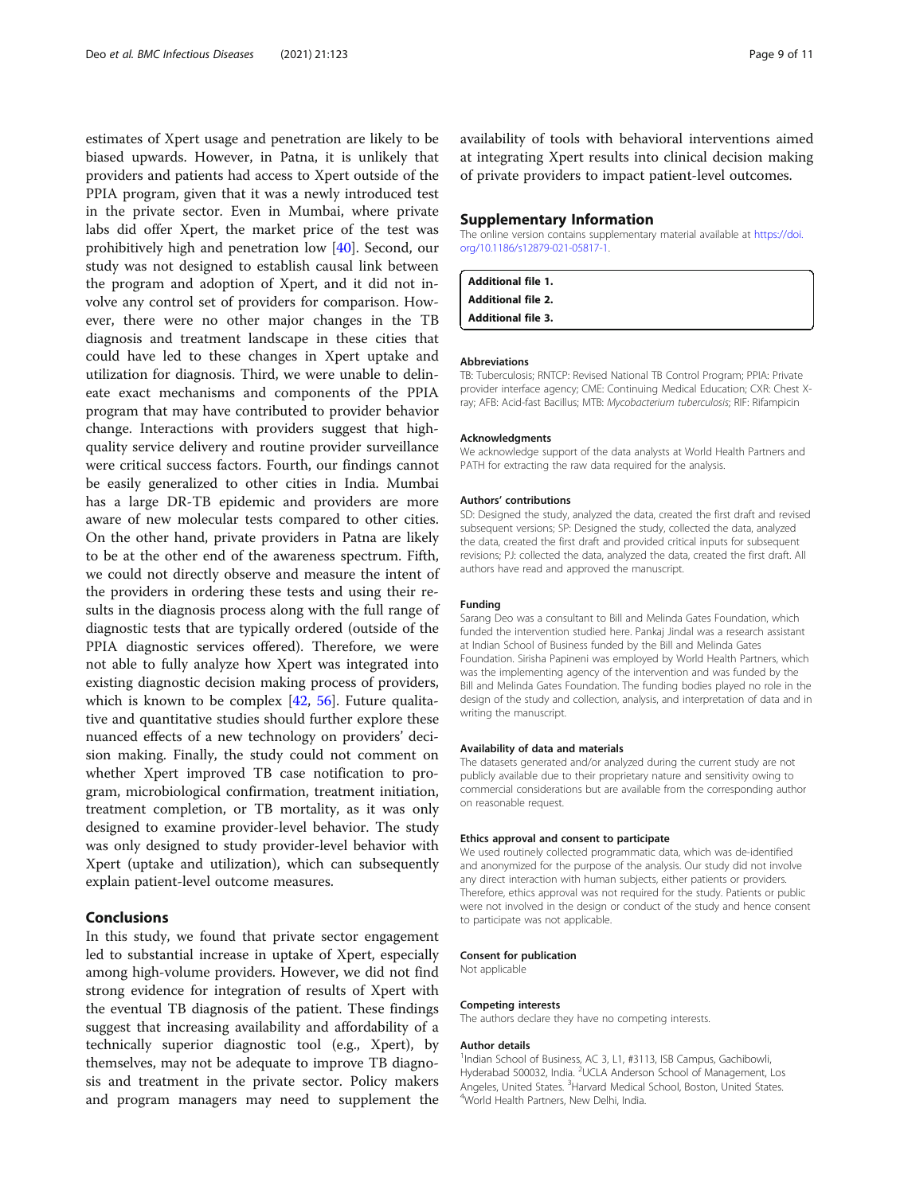estimates of Xpert usage and penetration are likely to be biased upwards. However, in Patna, it is unlikely that providers and patients had access to Xpert outside of the PPIA program, given that it was a newly introduced test in the private sector. Even in Mumbai, where private labs did offer Xpert, the market price of the test was prohibitively high and penetration low [40]. Second, our study was not designed to establish causal link between the program and adoption of Xpert, and it did not involve any control set of providers for comparison. However, there were no other major changes in the TB diagnosis and treatment landscape in these cities that could have led to these changes in Xpert uptake and utilization for diagnosis. Third, we were unable to delineate exact mechanisms and components of the PPIA program that may have contributed to provider behavior change. Interactions with providers suggest that high-quality service delivery and routine provider surveillance were critical success factors. Fourth, our findings cannot be easily generalized to other cities in India. Mumbai has a large DR-TB epidemic and providers are more aware of new molecular tests compared to other cities. On the other hand, private providers in Patna are likely to be at the other end of the awareness spectrum. Fifth, we could not directly observe and measure the intent of the providers in ordering these tests and using their results in the diagnosis process along with the full range of diagnostic tests that are typically ordered (outside of the PPIA diagnostic services offered). Therefore, we were not able to fully analyze how Xpert was integrated into existing diagnostic decision making process of providers, which is known to be complex [42, 56]. Future qualitative and quantitative studies should further explore these nuanced effects of a new technology on providers' decision making. Finally, the study could not comment on whether Xpert improved TB case notification to program, microbiological confirmation, treatment initiation, treatment completion, or TB mortality, as it was only designed to examine provider-level behavior. The study was only designed to study provider-level behavior with Xpert (uptake and utilization), which can subsequently explain patient-level outcome measures.

## Conclusions

In this study, we found that private sector engagement led to substantial increase in uptake of Xpert, especially among high-volume providers. However, we did not find strong evidence for integration of results of Xpert with the eventual TB diagnosis of the patient. These findings suggest that increasing availability and affordability of a technically superior diagnostic tool (e.g., Xpert), by themselves, may not be adequate to improve TB diagnosis and treatment in the private sector. Policy makers and program managers may need to supplement the availability of tools with behavioral interventions aimed at integrating Xpert results into clinical decision making of private providers to impact patient-level outcomes.

## Supplementary Information

The online version contains supplementary material available at https://doi.org/10.1186/s12879-021-05817-1.

**Additional file 1.**
**Additional file 2.**
**Additional file 3.**

### Abbreviations

TB: Tuberculosis; RNTCP: Revised National TB Control Program; PPIA: Private provider interface agency; CME: Continuing Medical Education; CXR: Chest X-ray; AFB: Acid-fast Bacillus; MTB: *Mycobacterium tuberculosis*; RIF: Rifampicin

### Acknowledgments

We acknowledge support of the data analysts at World Health Partners and PATH for extracting the raw data required for the analysis.

### Authors' contributions

SD: Designed the study, analyzed the data, created the first draft and revised subsequent versions; SP: Designed the study, collected the data, analyzed the data, created the first draft and provided critical inputs for subsequent revisions; PJ: collected the data, analyzed the data, created the first draft. All authors have read and approved the manuscript.

### Funding

Sarang Deo was a consultant to Bill and Melinda Gates Foundation, which funded the intervention studied here. Pankaj Jindal was a research assistant at Indian School of Business funded by the Bill and Melinda Gates Foundation. Sirisha Papineni was employed by World Health Partners, which was the implementing agency of the intervention and was funded by the Bill and Melinda Gates Foundation. The funding bodies played no role in the design of the study and collection, analysis, and interpretation of data and in writing the manuscript.

### Availability of data and materials

The datasets generated and/or analyzed during the current study are not publicly available due to their proprietary nature and sensitivity owing to commercial considerations but are available from the corresponding author on reasonable request.

### Ethics approval and consent to participate

We used routinely collected programmatic data, which was de-identified and anonymized for the purpose of the analysis. Our study did not involve any direct interaction with human subjects, either patients or providers. Therefore, ethics approval was not required for the study. Patients or public were not involved in the design or conduct of the study and hence consent to participate was not applicable.

### Consent for publication

Not applicable

### Competing interests

The authors declare they have no competing interests.

### Author details

[1]Indian School of Business, AC 3, L1, #3113, ISB Campus, Gachibowli, Hyderabad 500032, India. [2]UCLA Anderson School of Management, Los Angeles, United States. [3]Harvard Medical School, Boston, United States. [4]World Health Partners, New Delhi, India.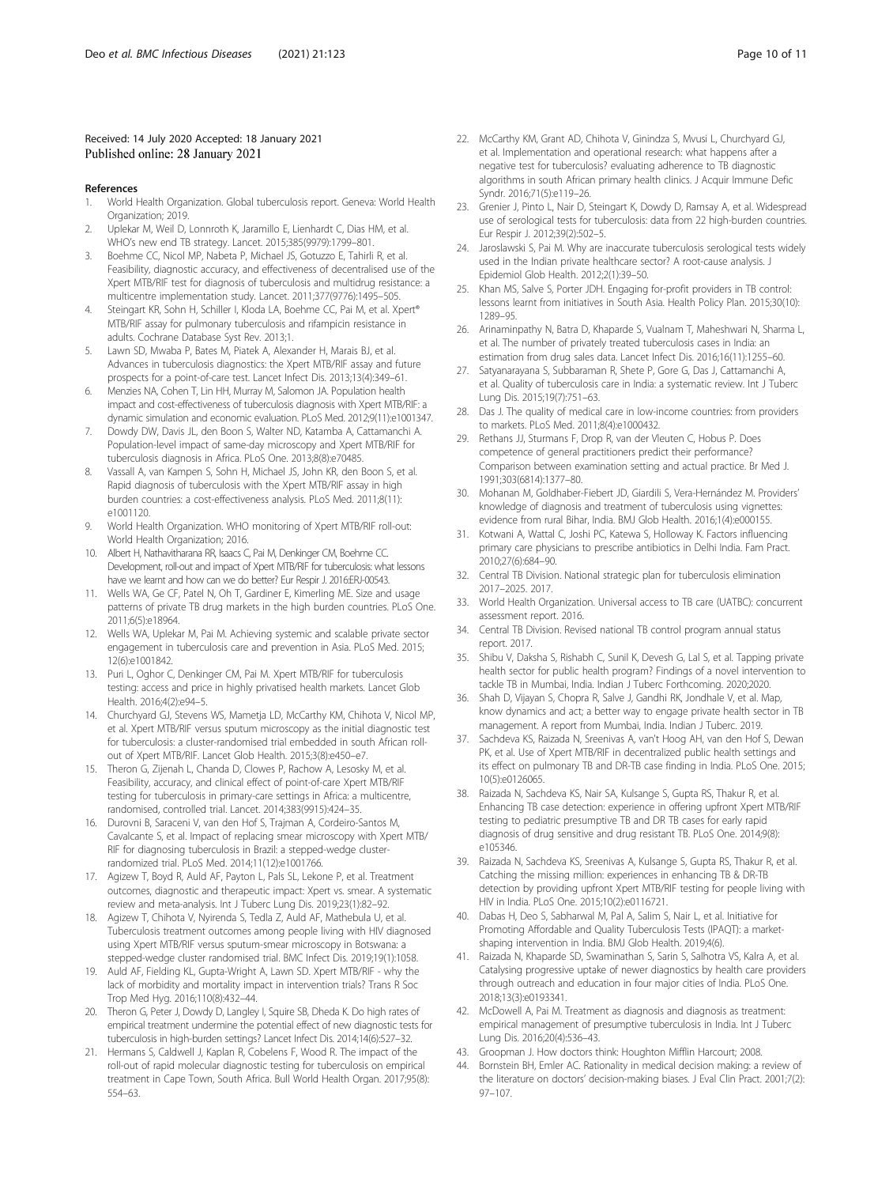Received: 14 July 2020 Accepted: 18 January 2021
Published online: 28 January 2021

## References

1. World Health Organization. Global tuberculosis report. Geneva: World Health Organization; 2019.
2. Uplekar M, Weil D, Lonnroth K, Jaramillo E, Lienhardt C, Dias HM, et al. WHO's new end TB strategy. Lancet. 2015;385(9979):1799–801.
3. Boehme CC, Nicol MP, Nabeta P, Michael JS, Gotuzzo E, Tahirli R, et al. Feasibility, diagnostic accuracy, and effectiveness of decentralised use of the Xpert MTB/RIF test for diagnosis of tuberculosis and multidrug resistance: a multicentre implementation study. Lancet. 2011;377(9776):1495–505.
4. Steingart KR, Sohn H, Schiller I, Kloda LA, Boehme CC, Pai M, et al. Xpert® MTB/RIF assay for pulmonary tuberculosis and rifampicin resistance in adults. Cochrane Database Syst Rev. 2013;1.
5. Lawn SD, Mwaba P, Bates M, Piatek A, Alexander H, Marais BJ, et al. Advances in tuberculosis diagnostics: the Xpert MTB/RIF assay and future prospects for a point-of-care test. Lancet Infect Dis. 2013;13(4):349–61.
6. Menzies NA, Cohen T, Lin HH, Murray M, Salomon JA. Population health impact and cost-effectiveness of tuberculosis diagnosis with Xpert MTB/RIF: a dynamic simulation and economic evaluation. PLoS Med. 2012;9(11):e1001347.
7. Dowdy DW, Davis JL, den Boon S, Walter ND, Katamba A, Cattamanchi A. Population-level impact of same-day microscopy and Xpert MTB/RIF for tuberculosis diagnosis in Africa. PLoS One. 2013;8(8):e70485.
8. Vassall A, van Kampen S, Sohn H, Michael JS, John KR, den Boon S, et al. Rapid diagnosis of tuberculosis with the Xpert MTB/RIF assay in high burden countries: a cost-effectiveness analysis. PLoS Med. 2011;8(11): e1001120.
9. World Health Organization. WHO monitoring of Xpert MTB/RIF roll-out: World Health Organization; 2016.
10. Albert H, Nathavitharana RR, Isaacs C, Pai M, Denkinger CM, Boehme CC. Development, roll-out and impact of Xpert MTB/RIF for tuberculosis: what lessons have we learnt and how can we do better? Eur Respir J. 2016:ERJ-00543.
11. Wells WA, Ge CF, Patel N, Oh T, Gardiner E, Kimerling ME. Size and usage patterns of private TB drug markets in the high burden countries. PLoS One. 2011;6(5):e18964.
12. Wells WA, Uplekar M, Pai M. Achieving systemic and scalable private sector engagement in tuberculosis care and prevention in Asia. PLoS Med. 2015; 12(6):e1001842.
13. Puri L, Oghor C, Denkinger CM, Pai M. Xpert MTB/RIF for tuberculosis testing: access and price in highly privatised health markets. Lancet Glob Health. 2016;4(2):e94–5.
14. Churchyard GJ, Stevens WS, Mametja LD, McCarthy KM, Chihota V, Nicol MP, et al. Xpert MTB/RIF versus sputum microscopy as the initial diagnostic test for tuberculosis: a cluster-randomised trial embedded in south African roll-out of Xpert MTB/RIF. Lancet Glob Health. 2015;3(8):e450–e7.
15. Theron G, Zijenah L, Chanda D, Clowes P, Rachow A, Lesosky M, et al. Feasibility, accuracy, and clinical effect of point-of-care Xpert MTB/RIF testing for tuberculosis in primary-care settings in Africa: a multicentre, randomised, controlled trial. Lancet. 2014;383(9915):424–35.
16. Durovni B, Saraceni V, van den Hof S, Trajman A, Cordeiro-Santos M, Cavalcante S, et al. Impact of replacing smear microscopy with Xpert MTB/ RIF for diagnosing tuberculosis in Brazil: a stepped-wedge cluster-randomized trial. PLoS Med. 2014;11(12):e1001766.
17. Agizew T, Boyd R, Auld AF, Payton L, Pals SL, Lekone P, et al. Treatment outcomes, diagnostic and therapeutic impact: Xpert vs. smear. A systematic review and meta-analysis. Int J Tuberc Lung Dis. 2019;23(1):82–92.
18. Agizew T, Chihota V, Nyirenda S, Tedla Z, Auld AF, Mathebula U, et al. Tuberculosis treatment outcomes among people living with HIV diagnosed using Xpert MTB/RIF versus sputum-smear microscopy in Botswana: a stepped-wedge cluster randomised trial. BMC Infect Dis. 2019;19(1):1058.
19. Auld AF, Fielding KL, Gupta-Wright A, Lawn SD. Xpert MTB/RIF - why the lack of morbidity and mortality impact in intervention trials? Trans R Soc Trop Med Hyg. 2016;110(8):432–44.
20. Theron G, Peter J, Dowdy D, Langley I, Squire SB, Dheda K. Do high rates of empirical treatment undermine the potential effect of new diagnostic tests for tuberculosis in high-burden settings? Lancet Infect Dis. 2014;14(6):527–32.
21. Hermans S, Caldwell J, Kaplan R, Cobelens F, Wood R. The impact of the roll-out of rapid molecular diagnostic testing for tuberculosis on empirical treatment in Cape Town, South Africa. Bull World Health Organ. 2017;95(8): 554–63.
22. McCarthy KM, Grant AD, Chihota V, Ginindza S, Mvusi L, Churchyard GJ, et al. Implementation and operational research: what happens after a negative test for tuberculosis? evaluating adherence to TB diagnostic algorithms in south African primary health clinics. J Acquir Immune Defic Syndr. 2016;71(5):e119–26.
23. Grenier J, Pinto L, Nair D, Steingart K, Dowdy D, Ramsay A, et al. Widespread use of serological tests for tuberculosis: data from 22 high-burden countries. Eur Respir J. 2012;39(2):502–5.
24. Jaroslawski S, Pai M. Why are inaccurate tuberculosis serological tests widely used in the Indian private healthcare sector? A root-cause analysis. J Epidemiol Glob Health. 2012;2(1):39–50.
25. Khan MS, Salve S, Porter JDH. Engaging for-profit providers in TB control: lessons learnt from initiatives in South Asia. Health Policy Plan. 2015;30(10): 1289–95.
26. Arinaminpathy N, Batra D, Khaparde S, Vualnam T, Maheshwari N, Sharma L, et al. The number of privately treated tuberculosis cases in India: an estimation from drug sales data. Lancet Infect Dis. 2016;16(11):1255–60.
27. Satyanarayana S, Subbaraman R, Shete P, Gore G, Das J, Cattamanchi A, et al. Quality of tuberculosis care in India: a systematic review. Int J Tuberc Lung Dis. 2015;19(7):751–63.
28. Das J. The quality of medical care in low-income countries: from providers to markets. PLoS Med. 2011;8(4):e1000432.
29. Rethans JJ, Sturmans F, Drop R, van der Vleuten C, Hobus P. Does competence of general practitioners predict their performance? Comparison between examination setting and actual practice. Br Med J. 1991;303(6814):1377–80.
30. Mohanan M, Goldhaber-Fiebert JD, Giardili S, Vera-Hernández M. Providers' knowledge of diagnosis and treatment of tuberculosis using vignettes: evidence from rural Bihar, India. BMJ Glob Health. 2016;1(4):e000155.
31. Kotwani A, Wattal C, Joshi PC, Katewa S, Holloway K. Factors influencing primary care physicians to prescribe antibiotics in Delhi India. Fam Pract. 2010;27(6):684–90.
32. Central TB Division. National strategic plan for tuberculosis elimination 2017–2025. 2017.
33. World Health Organization. Universal access to TB care (UATBC): concurrent assessment report. 2016.
34. Central TB Division. Revised national TB control program annual status report. 2017.
35. Shibu V, Daksha S, Rishabh C, Sunil K, Devesh G, Lal S, et al. Tapping private health sector for public health program? Findings of a novel intervention to tackle TB in Mumbai, India. Indian J Tuberc Forthcoming. 2020;2020.
36. Shah D, Vijayan S, Chopra R, Salve J, Gandhi RK, Jondhale V, et al. Map, know dynamics and act; a better way to engage private health sector in TB management. A report from Mumbai, India. Indian J Tuberc. 2019.
37. Sachdeva KS, Raizada N, Sreenivas A, van't Hoog AH, van den Hof S, Dewan PK, et al. Use of Xpert MTB/RIF in decentralized public health settings and its effect on pulmonary TB and DR-TB case finding in India. PLoS One. 2015; 10(5):e0126065.
38. Raizada N, Sachdeva KS, Nair SA, Kulsange S, Gupta RS, Thakur R, et al. Enhancing TB case detection: experience in offering upfront Xpert MTB/RIF testing to pediatric presumptive TB and DR TB cases for early rapid diagnosis of drug sensitive and drug resistant TB. PLoS One. 2014;9(8): e105346.
39. Raizada N, Sachdeva KS, Sreenivas A, Kulsange S, Gupta RS, Thakur R, et al. Catching the missing million: experiences in enhancing TB & DR-TB detection by providing upfront Xpert MTB/RIF testing for people living with HIV in India. PLoS One. 2015;10(2):e0116721.
40. Dabas H, Deo S, Sabharwal M, Pal A, Salim S, Nair L, et al. Initiative for Promoting Affordable and Quality Tuberculosis Tests (IPAQT): a market-shaping intervention in India. BMJ Glob Health. 2019;4(6).
41. Raizada N, Khaparde SD, Swaminathan S, Sarin S, Salhotra VS, Kalra A, et al. Catalysing progressive uptake of newer diagnostics by health care providers through outreach and education in four major cities of India. PLoS One. 2018;13(3):e0193341.
42. McDowell A, Pai M. Treatment as diagnosis and diagnosis as treatment: empirical management of presumptive tuberculosis in India. Int J Tuberc Lung Dis. 2016;20(4):536–43.
43. Groopman J. How doctors think: Houghton Mifflin Harcourt; 2008.
44. Bornstein BH, Emler AC. Rationality in medical decision making: a review of the literature on doctors' decision-making biases. J Eval Clin Pract. 2001;7(2): 97–107.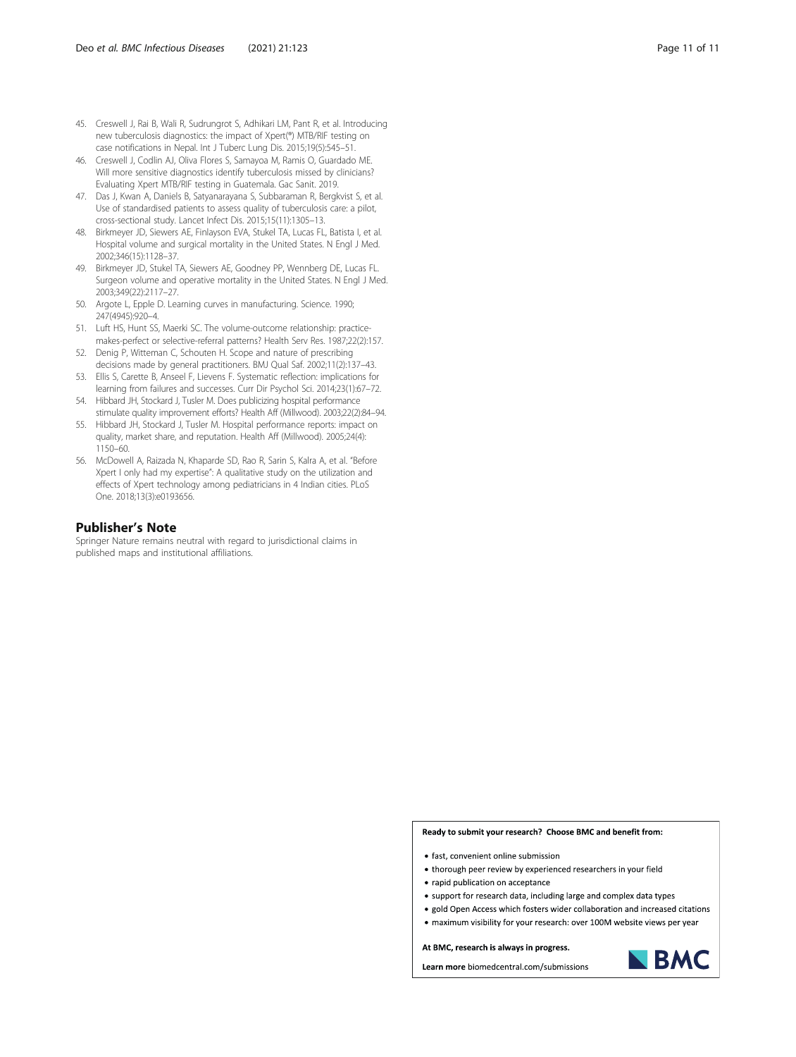45. Creswell J, Rai B, Wali R, Sudrungrot S, Adhikari LM, Pant R, et al. Introducing new tuberculosis diagnostics: the impact of Xpert(®) MTB/RIF testing on case notifications in Nepal. Int J Tuberc Lung Dis. 2015;19(5):545–51.
46. Creswell J, Codlin AJ, Oliva Flores S, Samayoa M, Ramis O, Guardado ME. Will more sensitive diagnostics identify tuberculosis missed by clinicians? Evaluating Xpert MTB/RIF testing in Guatemala. Gac Sanit. 2019.
47. Das J, Kwan A, Daniels B, Satyanarayana S, Subbaraman R, Bergkvist S, et al. Use of standardised patients to assess quality of tuberculosis care: a pilot, cross-sectional study. Lancet Infect Dis. 2015;15(11):1305–13.
48. Birkmeyer JD, Siewers AE, Finlayson EVA, Stukel TA, Lucas FL, Batista I, et al. Hospital volume and surgical mortality in the United States. N Engl J Med. 2002;346(15):1128–37.
49. Birkmeyer JD, Stukel TA, Siewers AE, Goodney PP, Wennberg DE, Lucas FL. Surgeon volume and operative mortality in the United States. N Engl J Med. 2003;349(22):2117–27.
50. Argote L, Epple D. Learning curves in manufacturing. Science. 1990; 247(4945):920–4.
51. Luft HS, Hunt SS, Maerki SC. The volume-outcome relationship: practice-makes-perfect or selective-referral patterns? Health Serv Res. 1987;22(2):157.
52. Denig P, Witteman C, Schouten H. Scope and nature of prescribing decisions made by general practitioners. BMJ Qual Saf. 2002;11(2):137–43.
53. Ellis S, Carette B, Anseel F, Lievens F. Systematic reflection: implications for learning from failures and successes. Curr Dir Psychol Sci. 2014;23(1):67–72.
54. Hibbard JH, Stockard J, Tusler M. Does publicizing hospital performance stimulate quality improvement efforts? Health Aff (Millwood). 2003;22(2):84–94.
55. Hibbard JH, Stockard J, Tusler M. Hospital performance reports: impact on quality, market share, and reputation. Health Aff (Millwood). 2005;24(4): 1150–60.
56. McDowell A, Raizada N, Khaparde SD, Rao R, Sarin S, Kalra A, et al. "Before Xpert I only had my expertise": A qualitative study on the utilization and effects of Xpert technology among pediatricians in 4 Indian cities. PLoS One. 2018;13(3):e0193656.

## Publisher's Note

Springer Nature remains neutral with regard to jurisdictional claims in published maps and institutional affiliations.

**Ready to submit your research? Choose BMC and benefit from:**

- fast, convenient online submission
- thorough peer review by experienced researchers in your field
- rapid publication on acceptance
- support for research data, including large and complex data types
- gold Open Access which fosters wider collaboration and increased citations
- maximum visibility for your research: over 100M website views per year

**At BMC, research is always in progress.**

**Learn more** biomedcentral.com/submissions